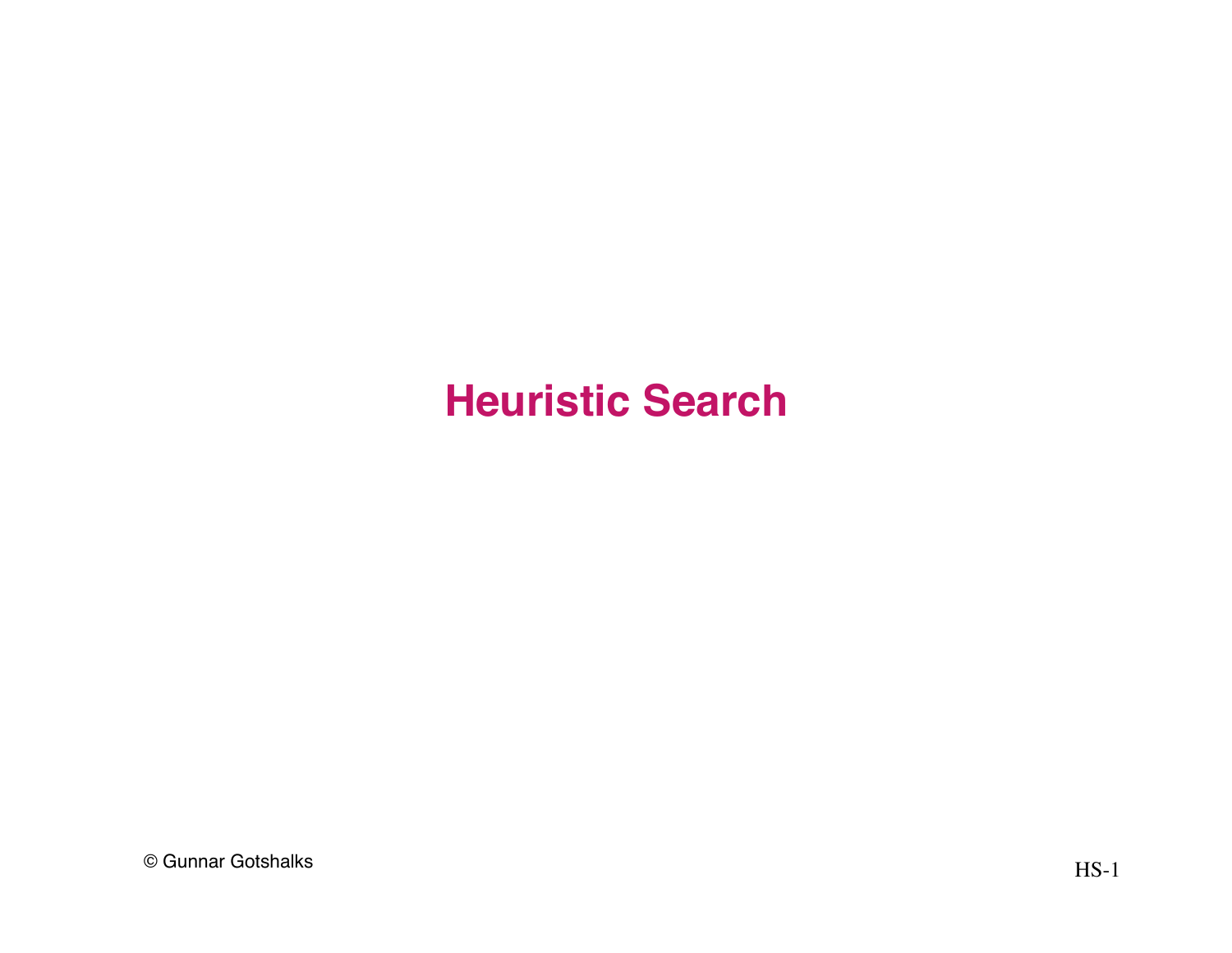# Heuristic Search

© Gunnar Gotshalks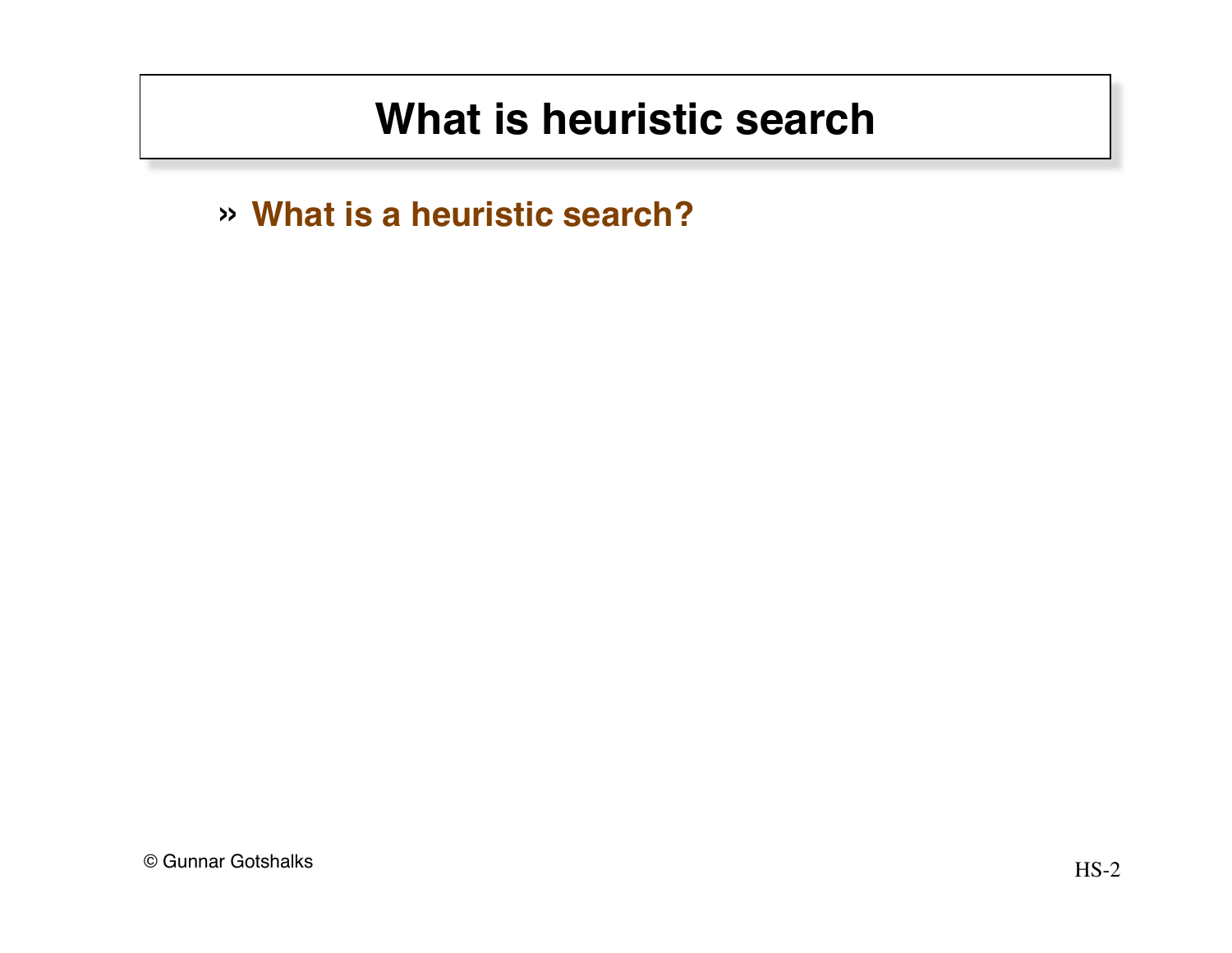# What is heuristic search

- **What is a heuristic search?**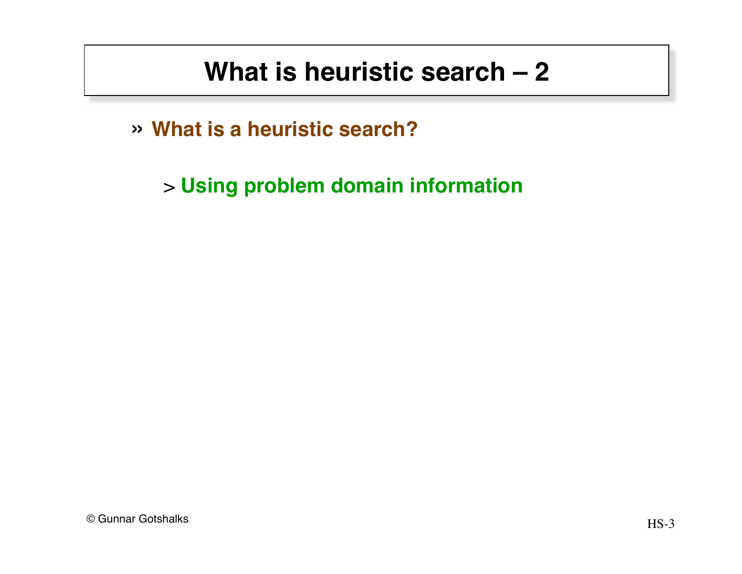# What is heuristic search – 2

- **What is a heuristic search?**
  - **Using problem domain information**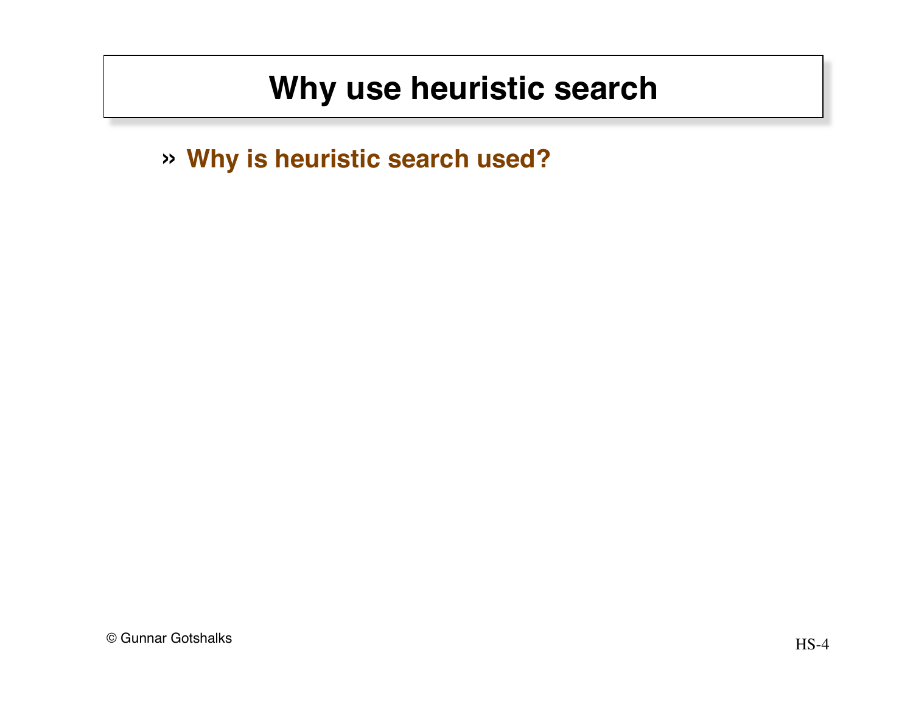# Why use heuristic search

- **Why is heuristic search used?**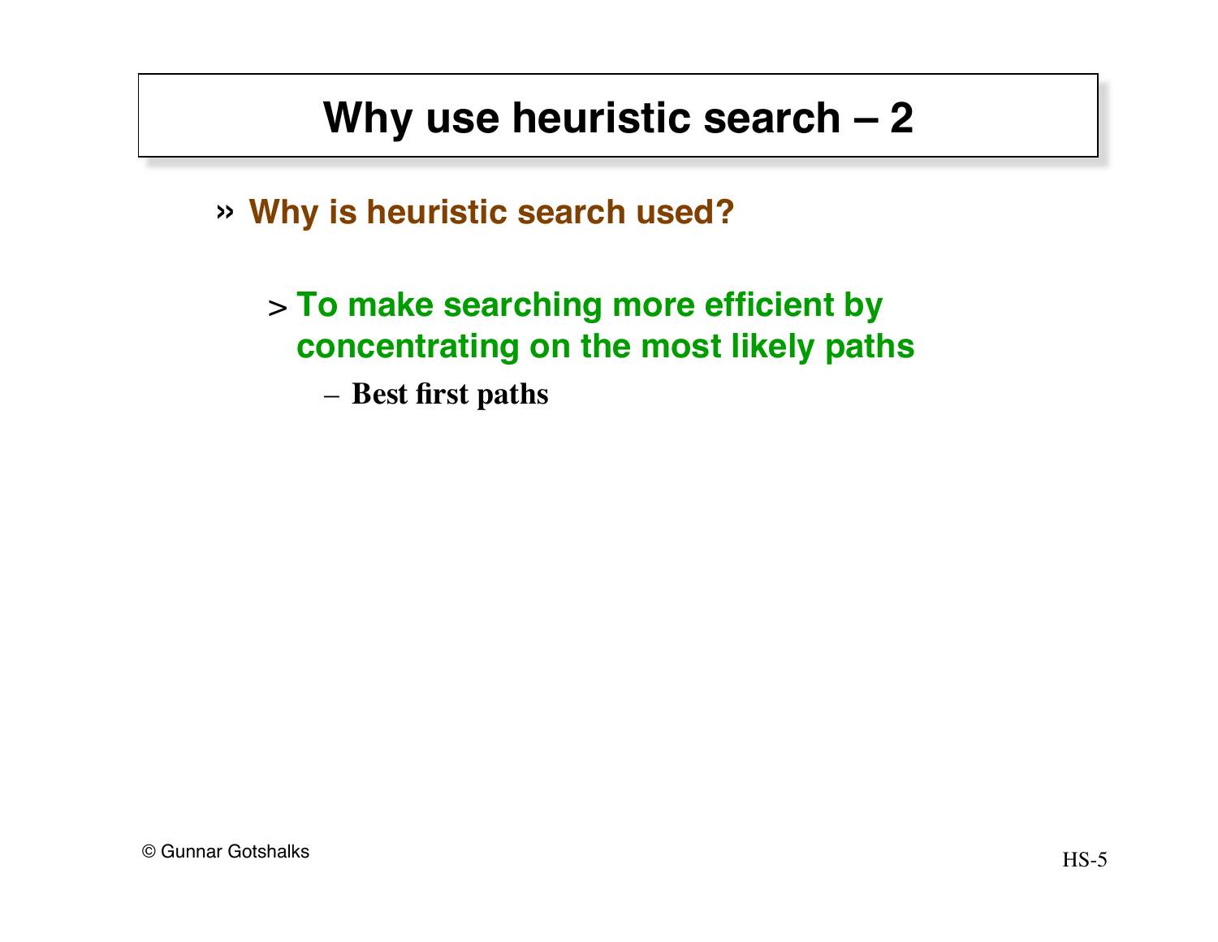# Why use heuristic search – 2

- **Why is heuristic search used?**
  - **To make searching more efficient by concentrating on the most likely paths**
    - **Best first paths**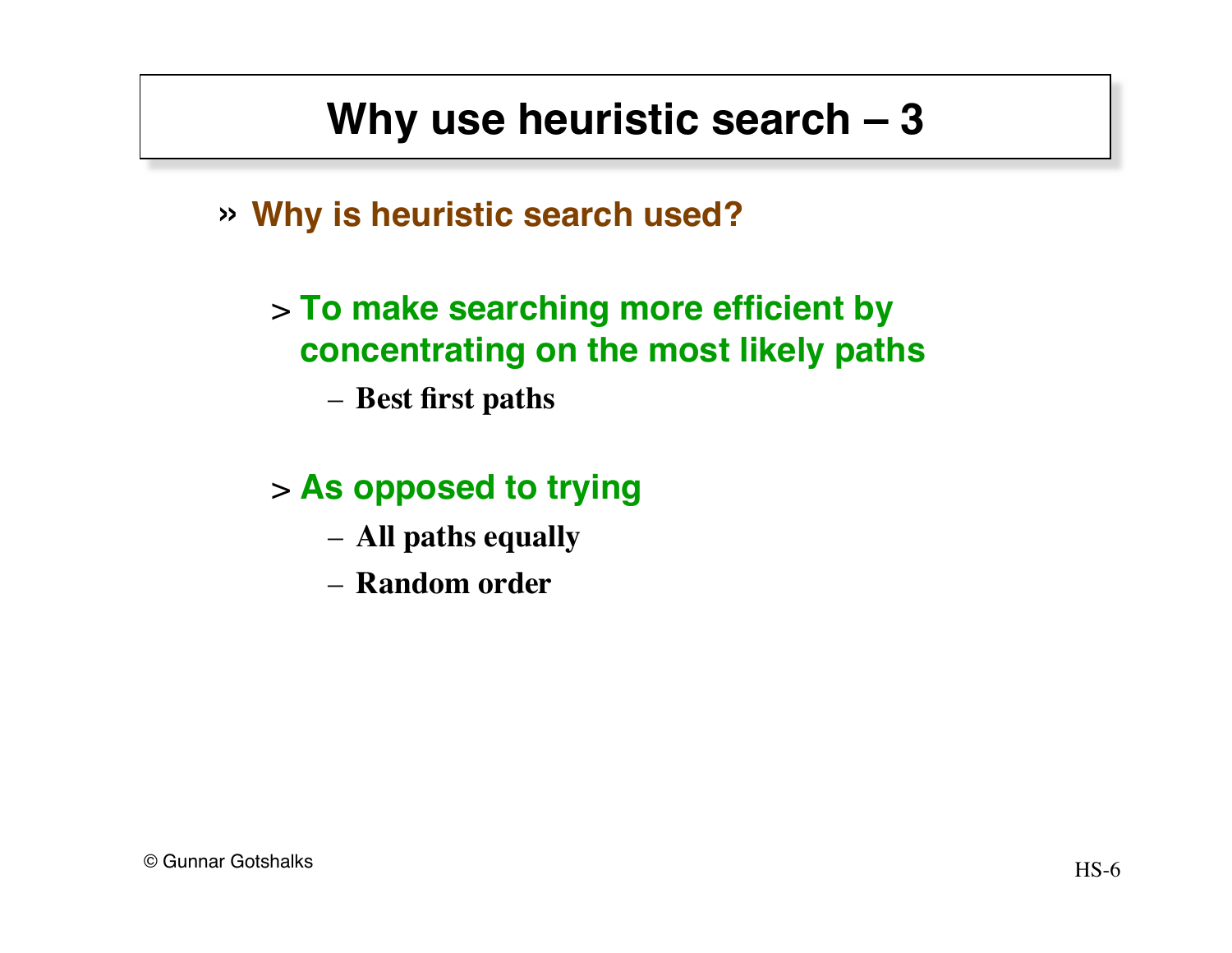# Why use heuristic search – 3

- **Why is heuristic search used?**
  - **To make searching more efficient by concentrating on the most likely paths**
    - **Best first paths**
  - **As opposed to trying**
    - **All paths equally**
    - **Random order**

© Gunnar Gotshalks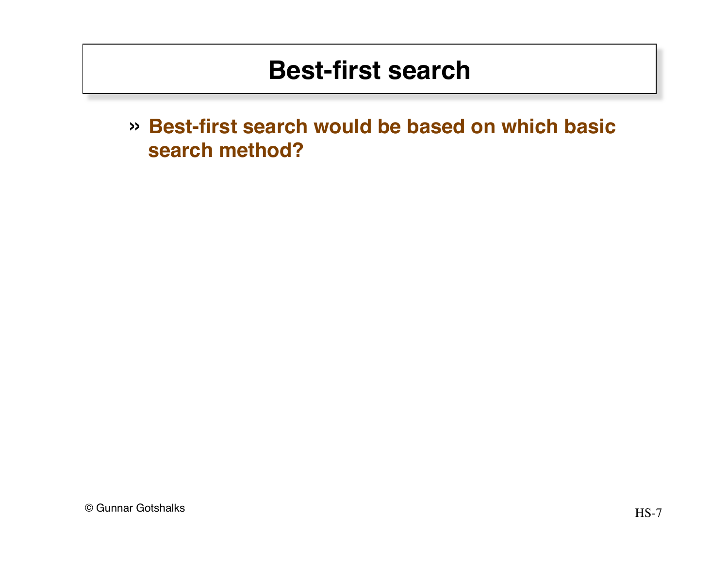# Best-first search

- **Best-first search would be based on which basic search method?**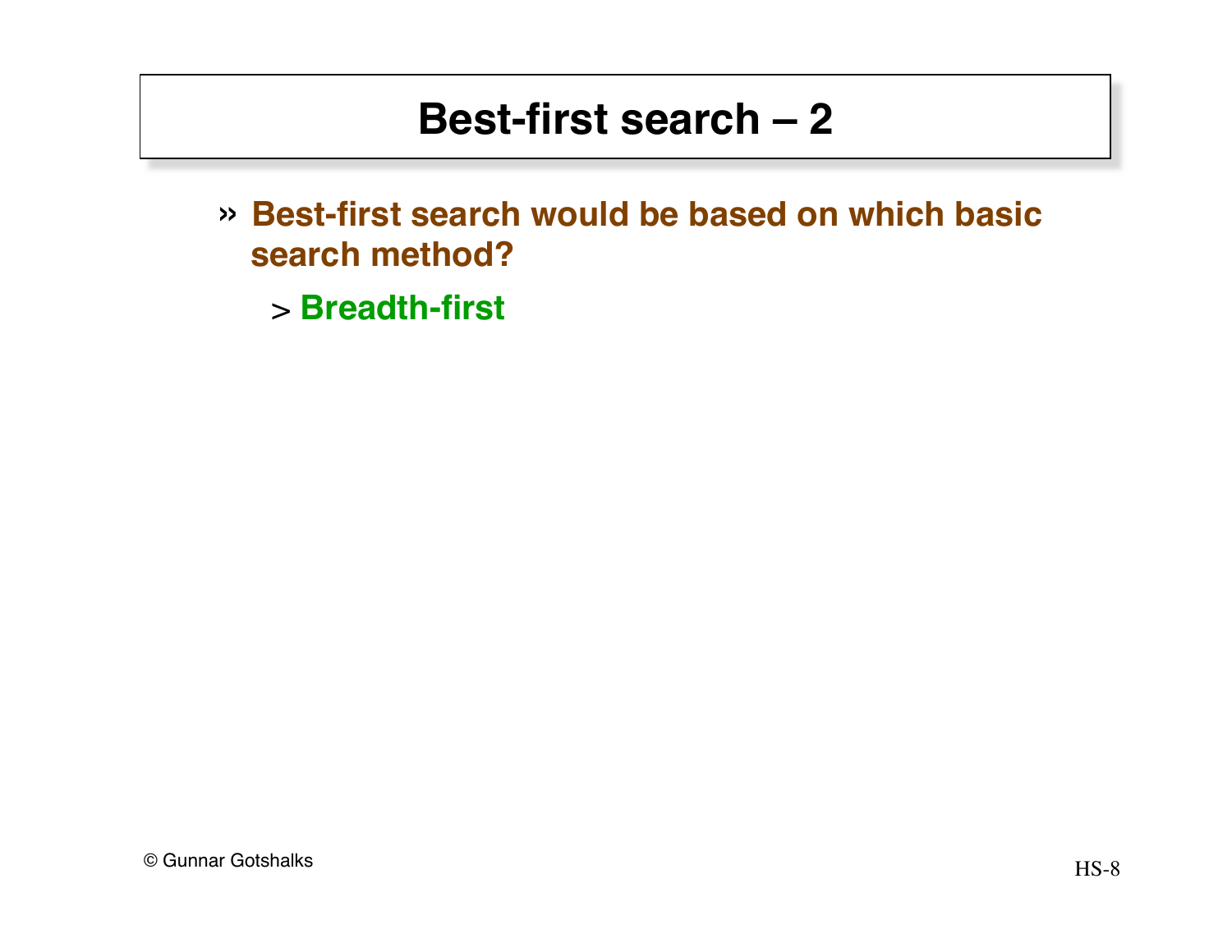# Best-first search – 2

- **Best-first search would be based on which basic search method?**
  - **Breadth-first**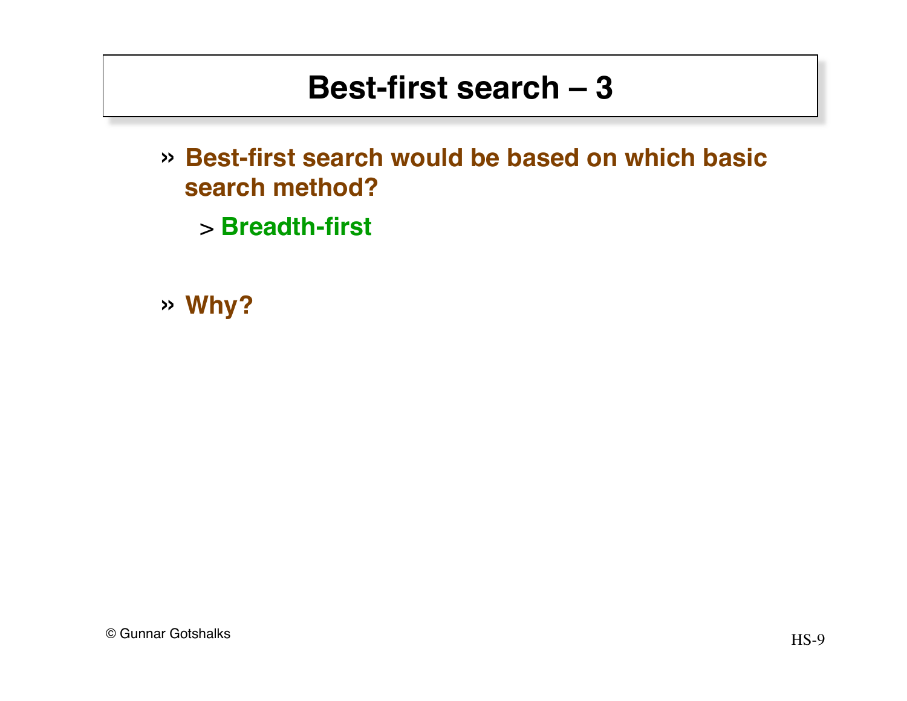# Best-first search – 3

- Best-first search would be based on which basic search method?
  - Breadth-first

- Why?

© Gunnar Gotshalks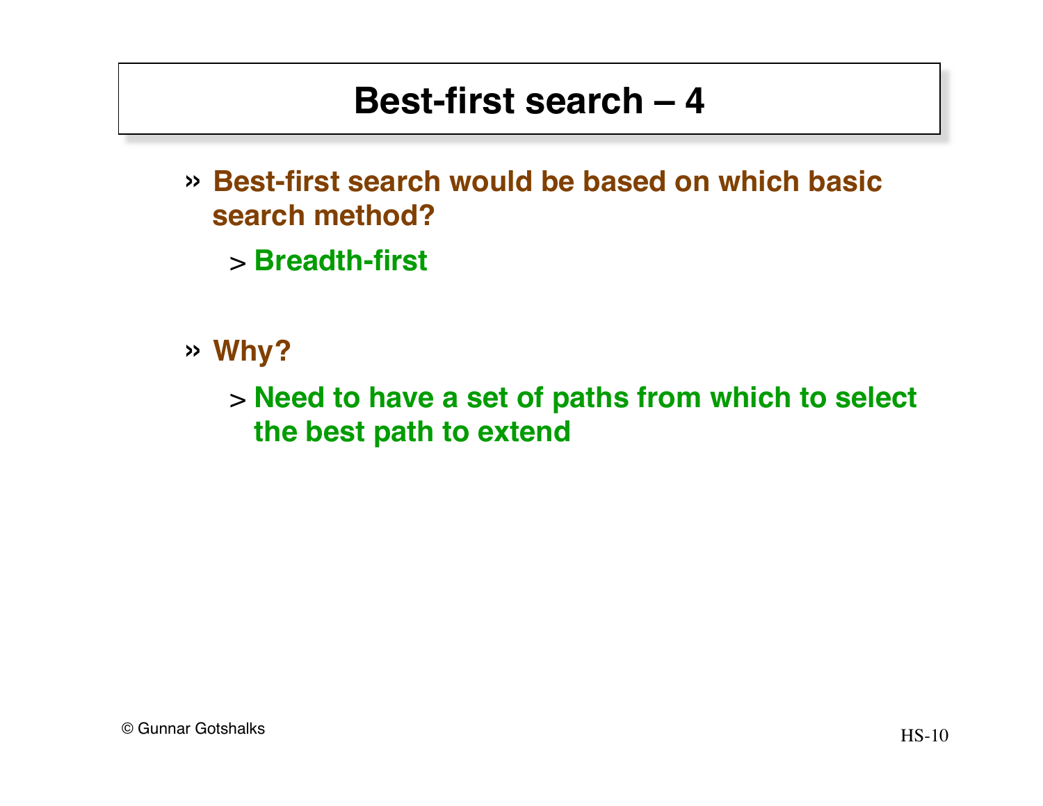# Best-first search – 4

- **Best-first search would be based on which basic search method?**
  - **Breadth-first**

- **Why?**
  - **Need to have a set of paths from which to select the best path to extend**

© Gunnar Gotshalks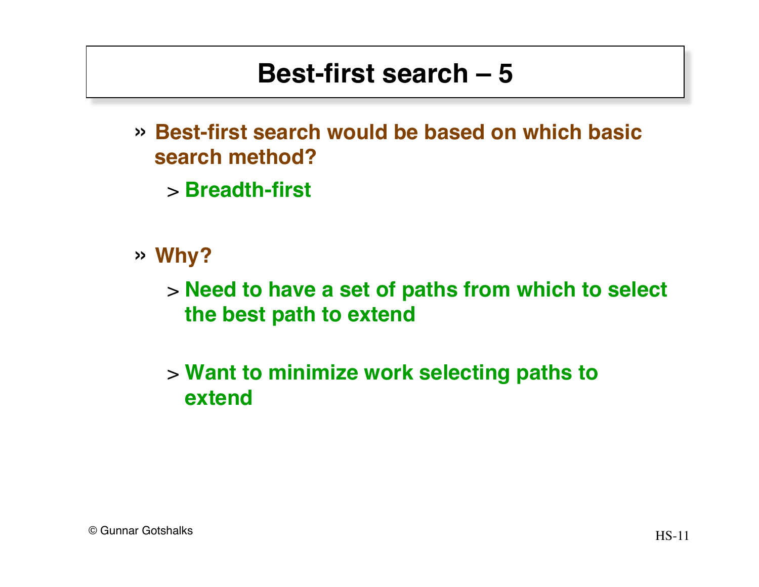# Best-first search – 5

- **Best-first search would be based on which basic search method?**
  - **Breadth-first**

- **Why?**
  - **Need to have a set of paths from which to select the best path to extend**
  - **Want to minimize work selecting paths to extend**

© Gunnar Gotshalks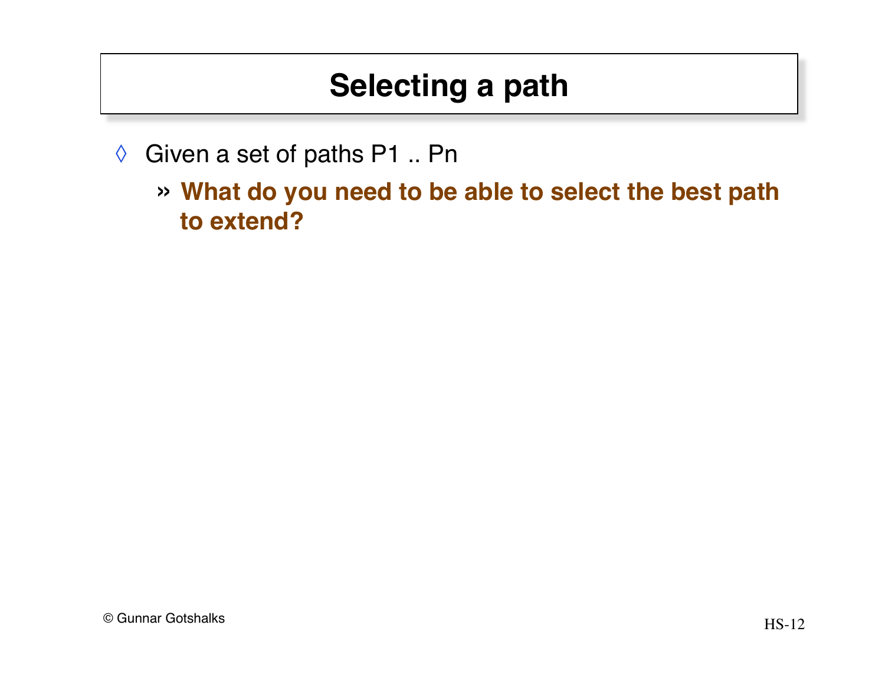# Selecting a path

- Given a set of paths P1 .. Pn
  - **What do you need to be able to select the best path to extend?**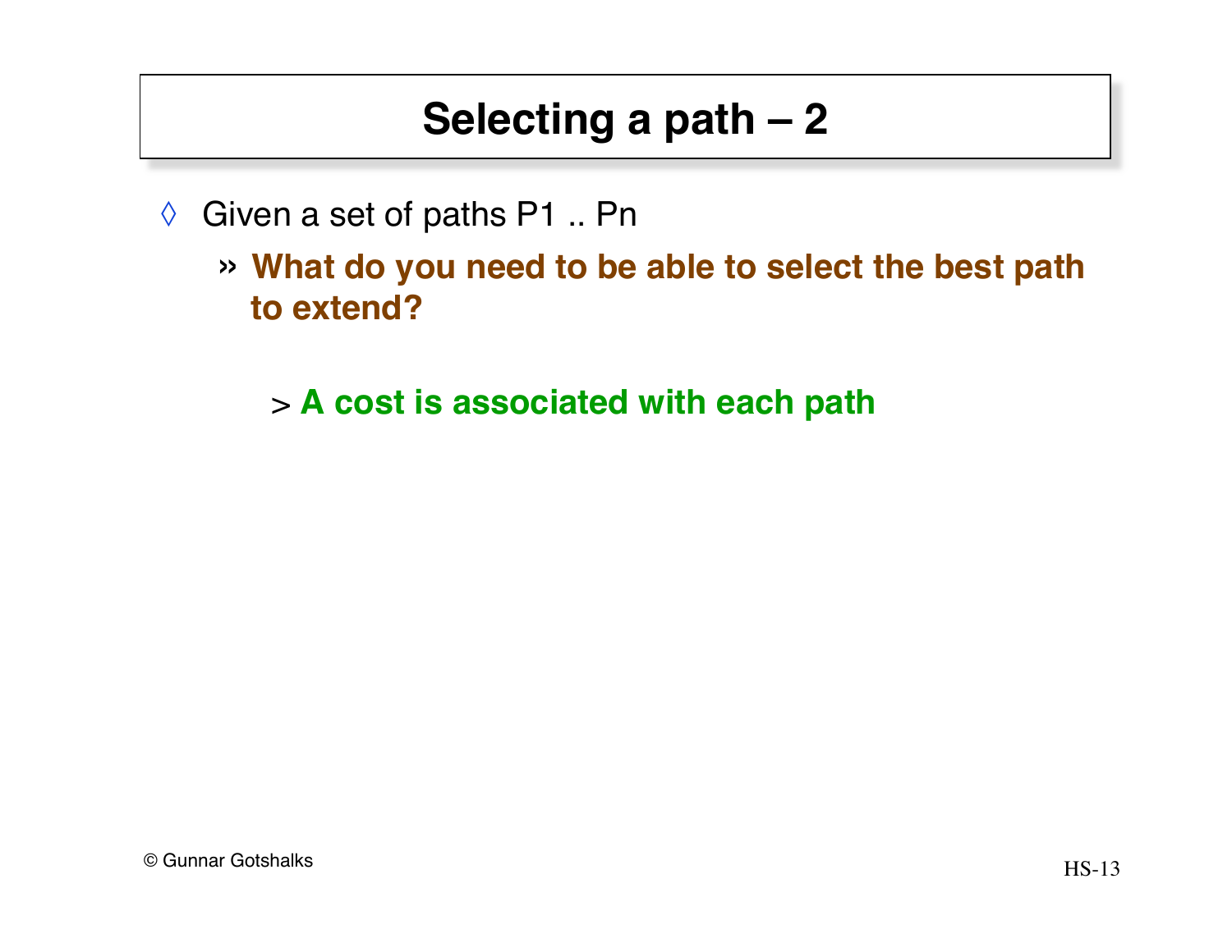# Selecting a path – 2

- Given a set of paths P1 .. Pn
  - **What do you need to be able to select the best path to extend?**
    - **A cost is associated with each path**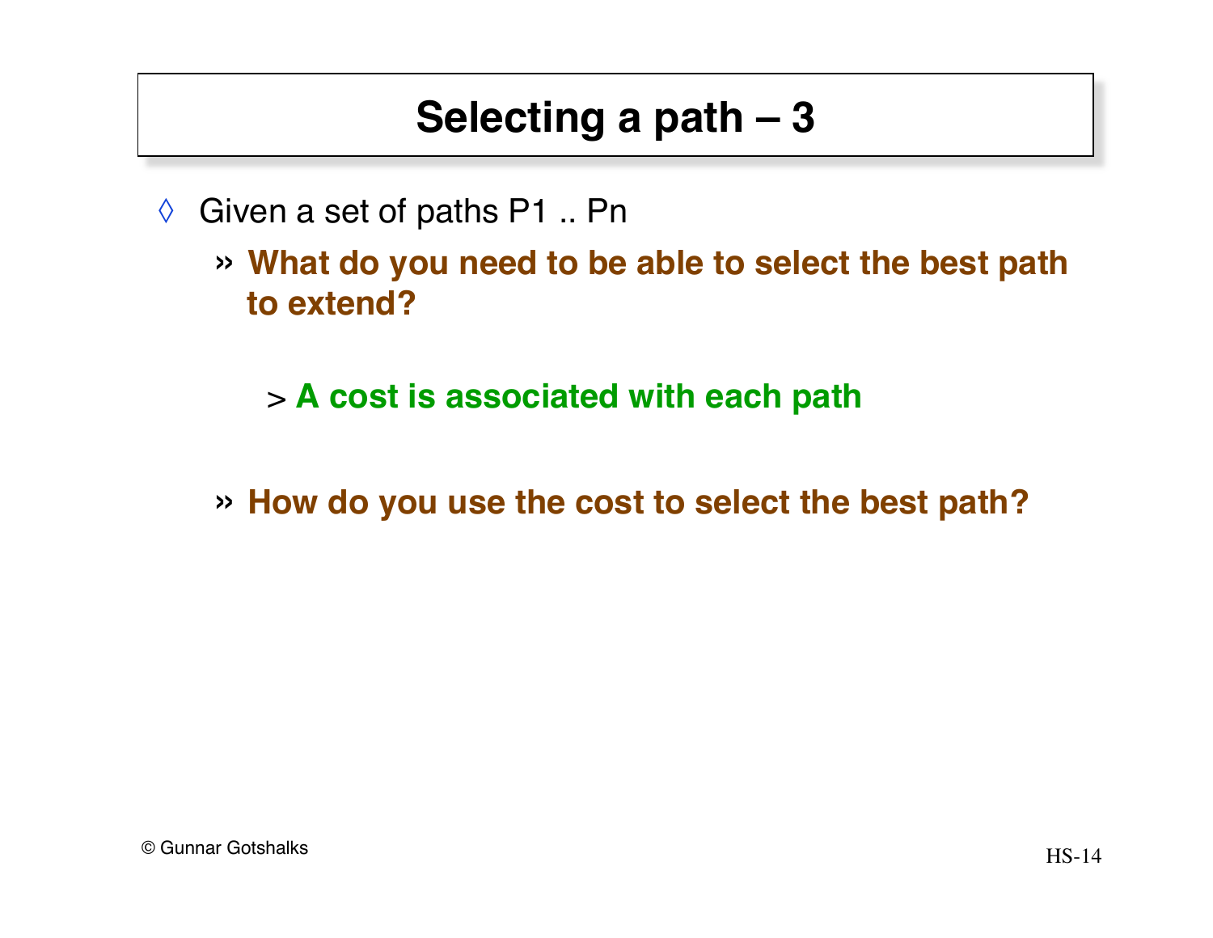# Selecting a path – 3

- Given a set of paths P1 .. Pn
  - **What do you need to be able to select the best path to extend?**
    - **A cost is associated with each path**
  - **How do you use the cost to select the best path?**

© Gunnar Gotshalks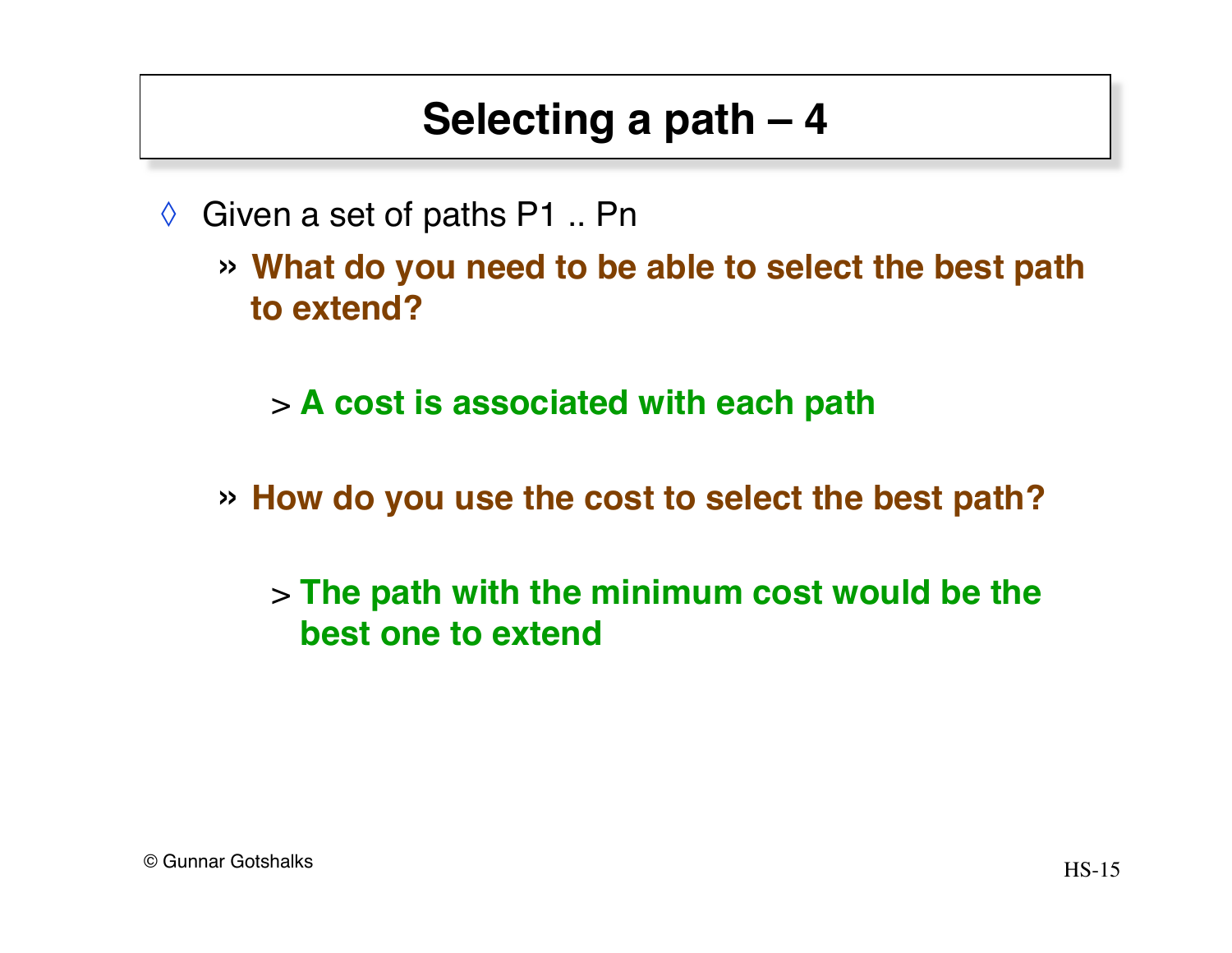# Selecting a path – 4

- Given a set of paths P1 .. Pn
  - **What do you need to be able to select the best path to extend?**
    - **A cost is associated with each path**
  - **How do you use the cost to select the best path?**
    - **The path with the minimum cost would be the best one to extend**

© Gunnar Gotshalks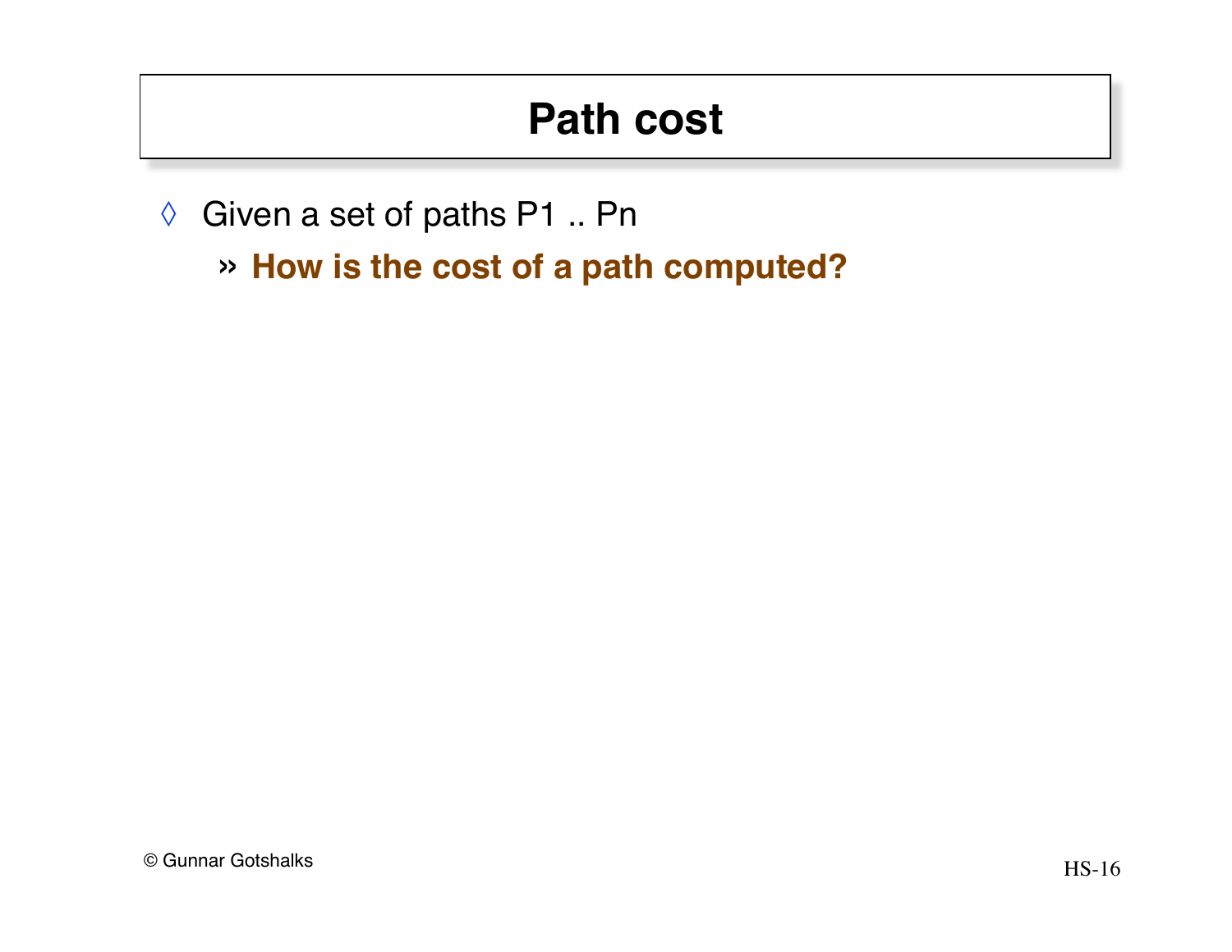# Path cost

- Given a set of paths P1 .. Pn
  - **How is the cost of a path computed?**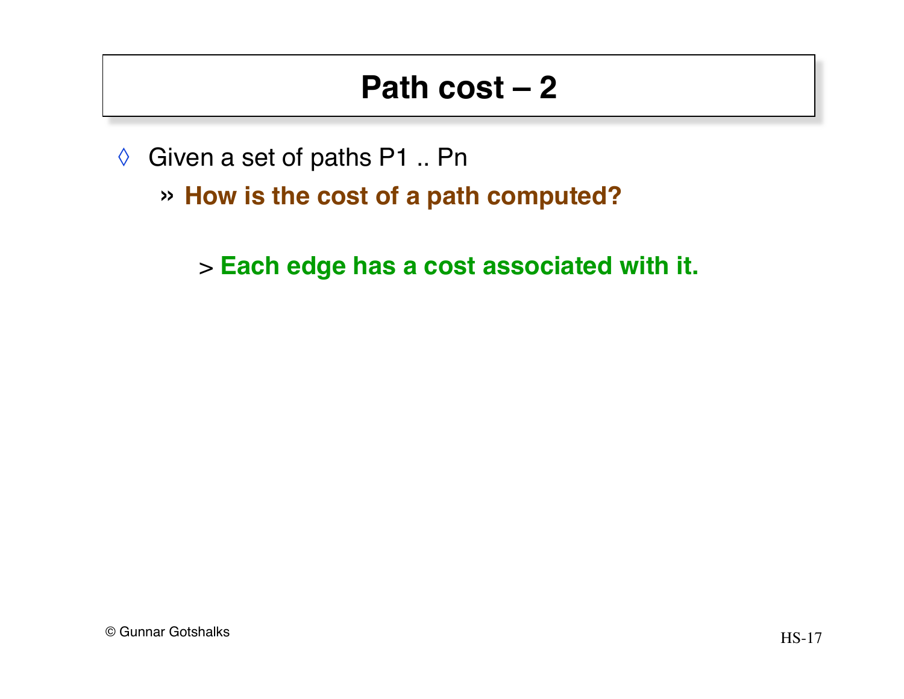# Path cost – 2

- Given a set of paths P1 .. Pn
  - **How is the cost of a path computed?**
    - **Each edge has a cost associated with it.**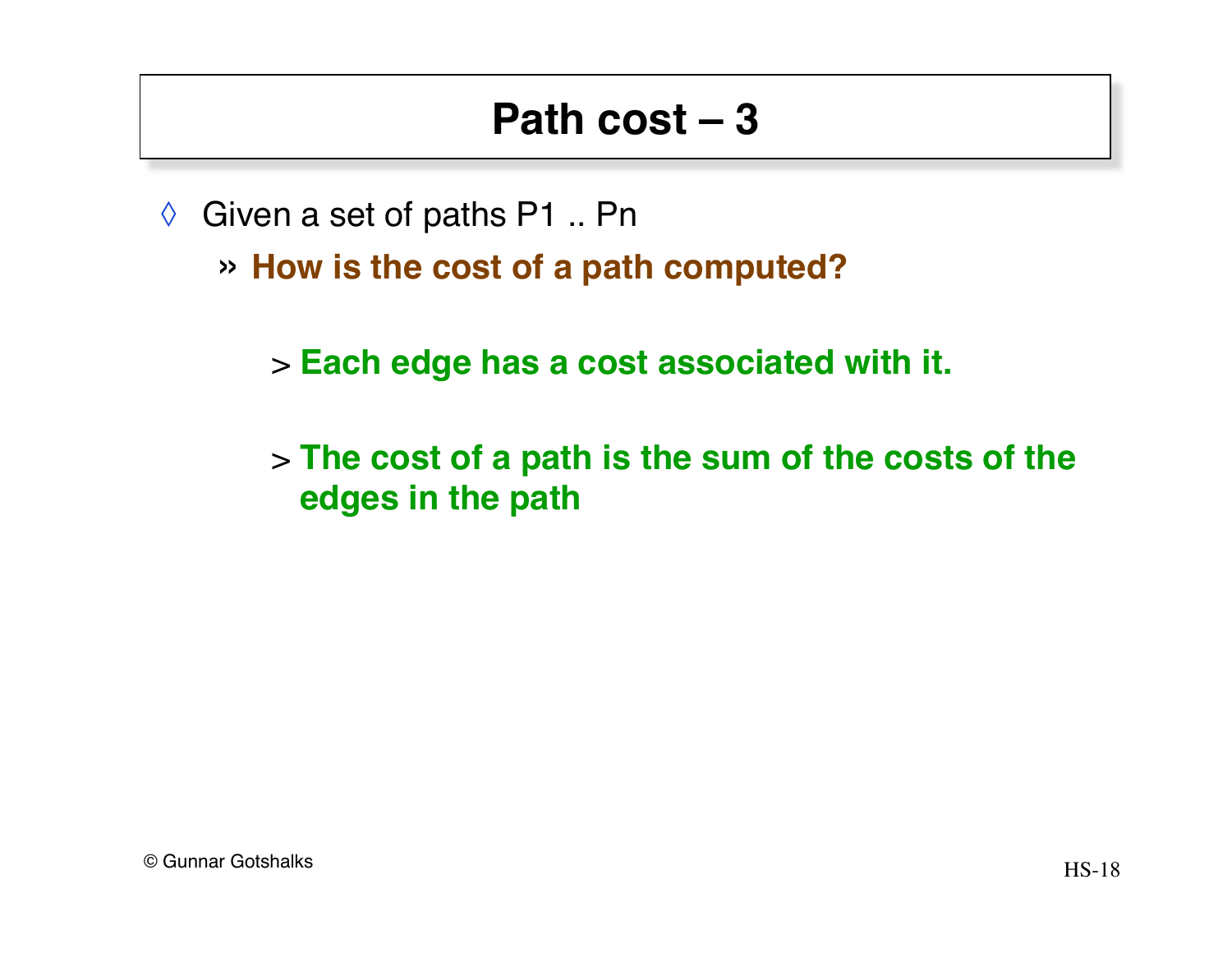# Path cost – 3

- Given a set of paths P1 .. Pn
  - **How is the cost of a path computed?**
    - **Each edge has a cost associated with it.**
    - **The cost of a path is the sum of the costs of the edges in the path**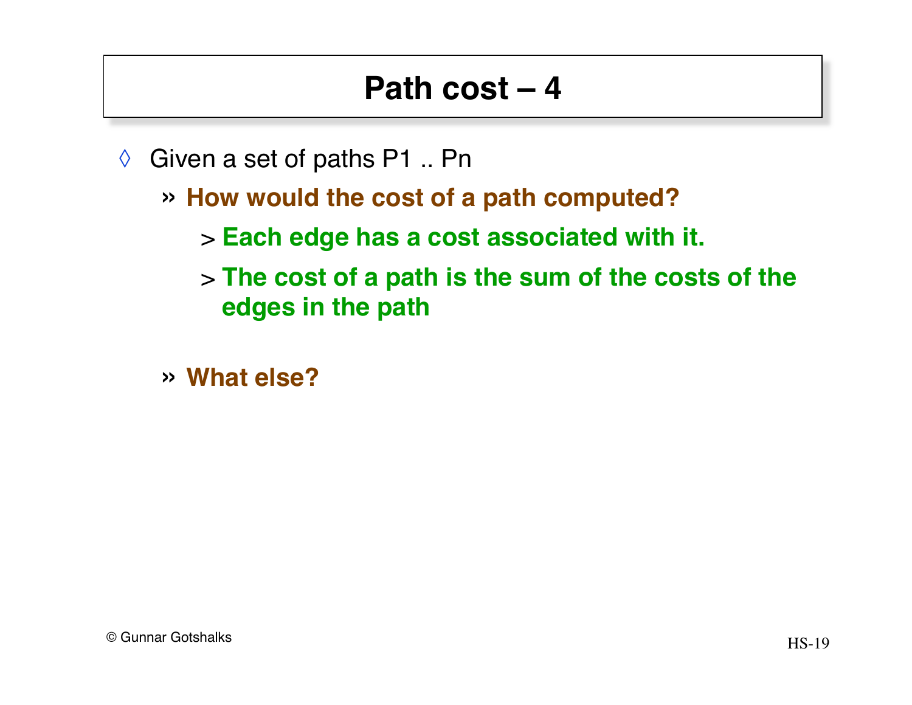# Path cost – 4

- Given a set of paths P1 .. Pn
  - **How would the cost of a path computed?**
    - **Each edge has a cost associated with it.**
    - **The cost of a path is the sum of the costs of the edges in the path**
  - **What else?**

© Gunnar Gotshalks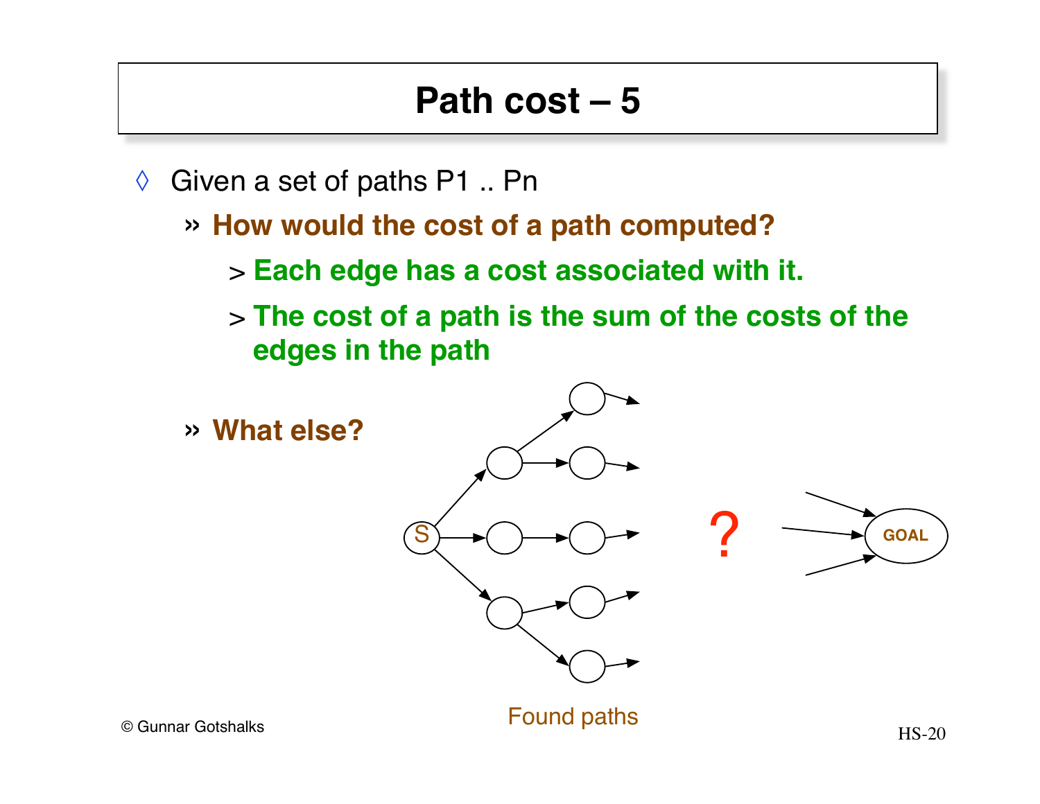# Path cost – 5

- Given a set of paths P1 .. Pn
  - **How would the cost of a path computed?**
    - **Each edge has a cost associated with it.**
    - **The cost of a path is the sum of the costs of the edges in the path**
  - **What else?**

S

?

GOAL

Found paths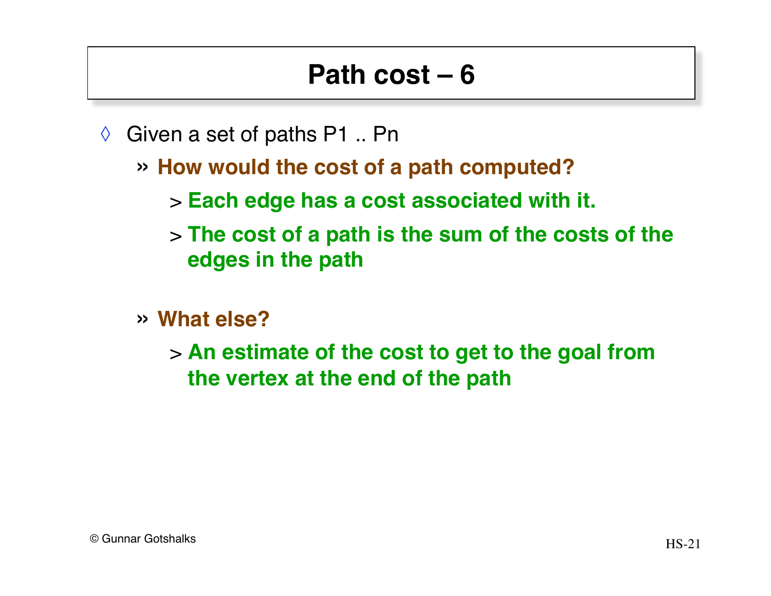# Path cost – 6

- Given a set of paths P1 .. Pn
  - **How would the cost of a path computed?**
    - **Each edge has a cost associated with it.**
    - **The cost of a path is the sum of the costs of the edges in the path**
  - **What else?**
    - **An estimate of the cost to get to the goal from the vertex at the end of the path**

© Gunnar Gotshalks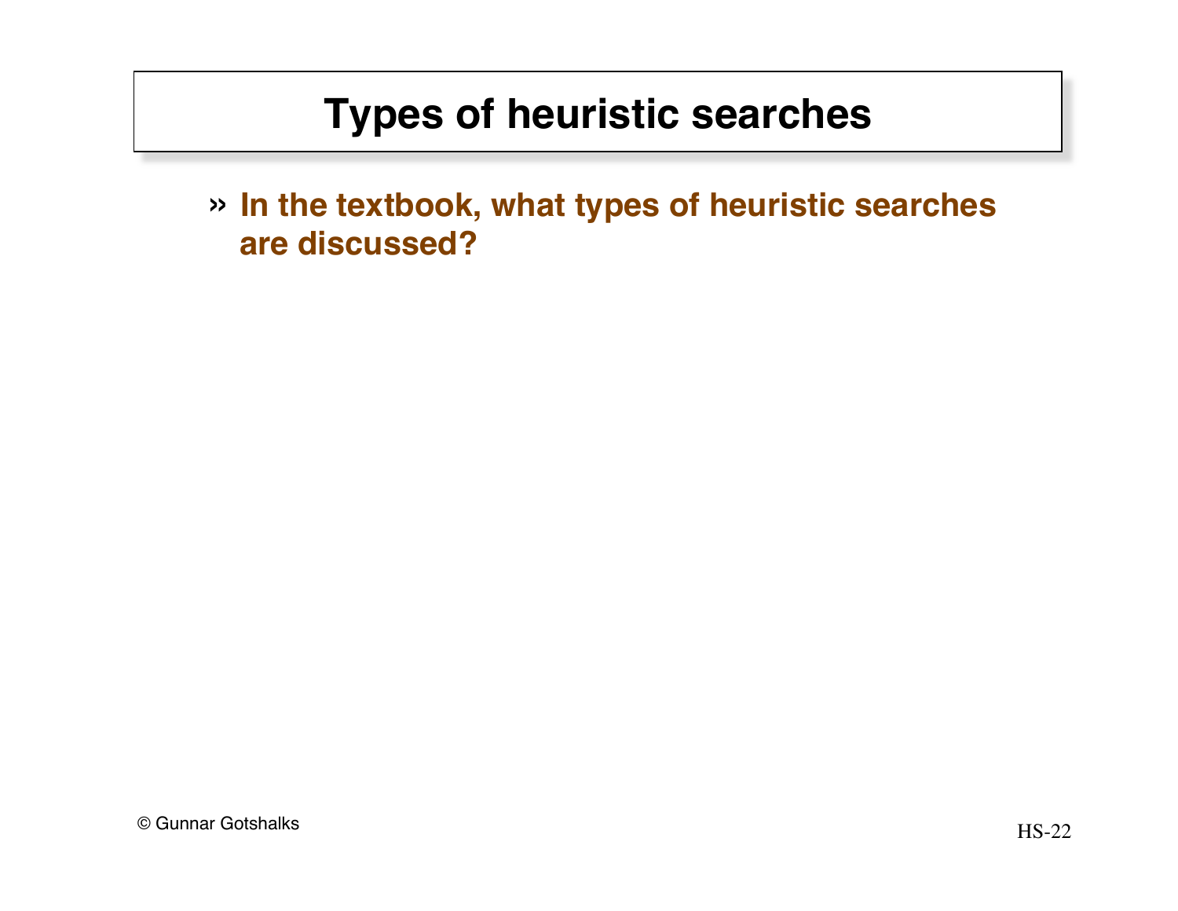# Types of heuristic searches

- **In the textbook, what types of heuristic searches are discussed?**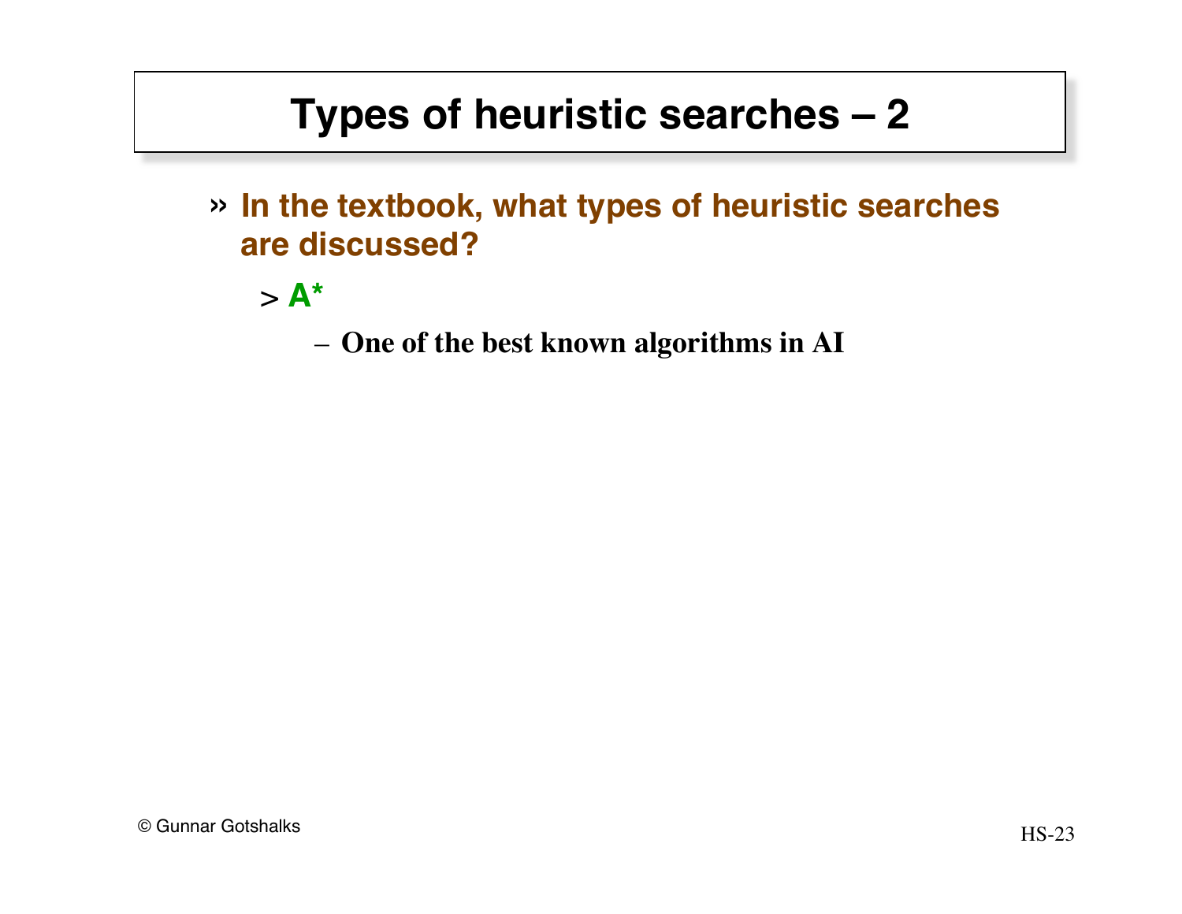# Types of heuristic searches – 2

- **In the textbook, what types of heuristic searches are discussed?**
  - **A***
    - **One of the best known algorithms in AI**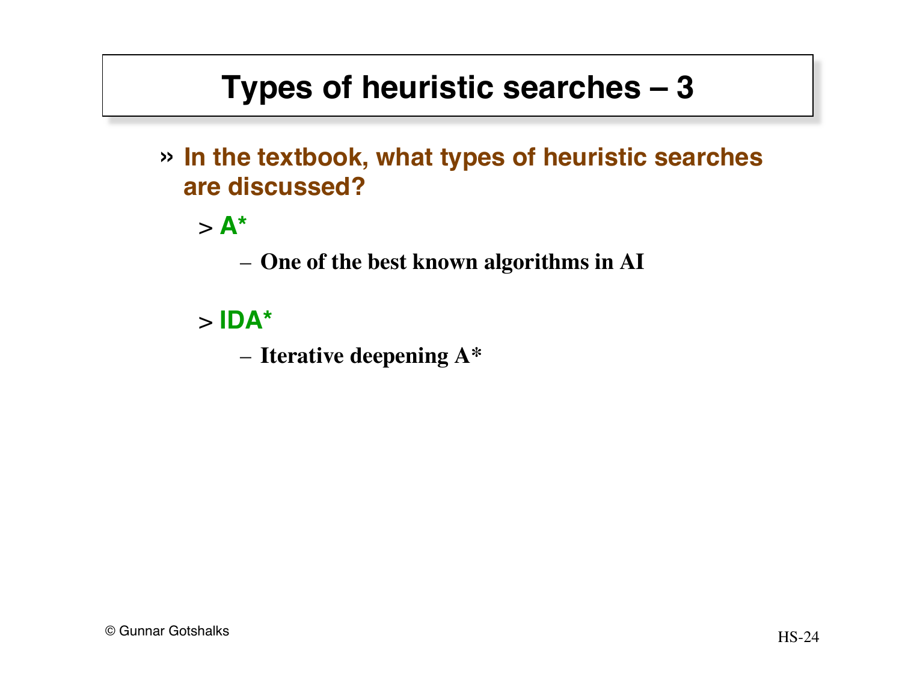# Types of heuristic searches – 3

- **In the textbook, what types of heuristic searches are discussed?**
  - **A***
    - One of the best known algorithms in AI
  - **IDA***
    - Iterative deepening A*

© Gunnar Gotshalks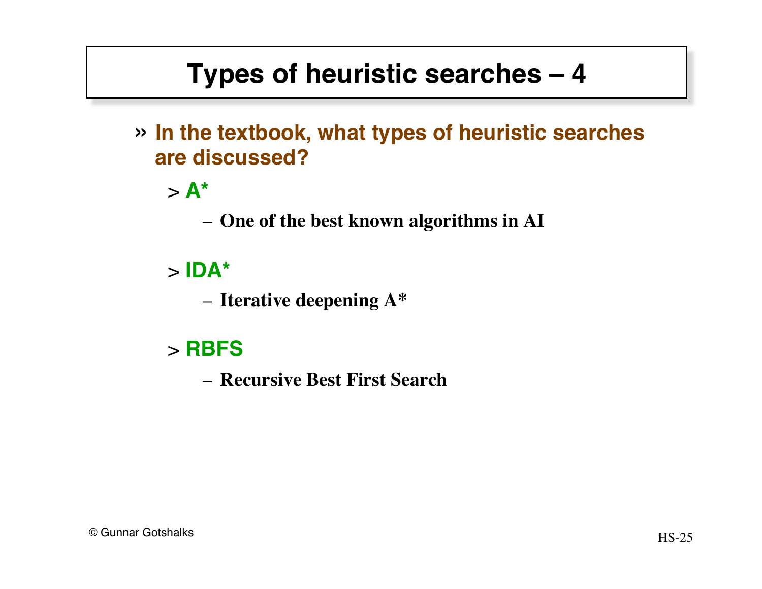# Types of heuristic searches – 4

- **In the textbook, what types of heuristic searches are discussed?**
  - **A***
    - **One of the best known algorithms in AI**
  - **IDA***
    - **Iterative deepening A***
  - **RBFS**
    - **Recursive Best First Search**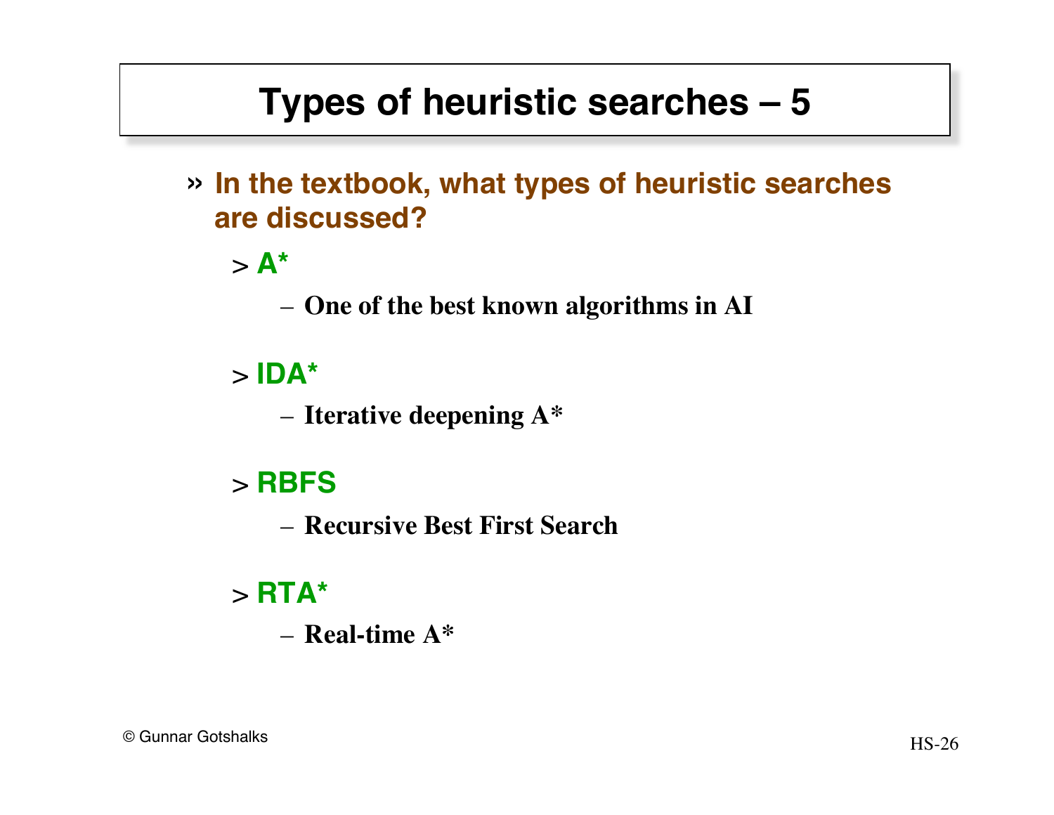# Types of heuristic searches – 5

» **In the textbook, what types of heuristic searches are discussed?**

> **A***

– **One of the best known algorithms in AI**

> **IDA***

– **Iterative deepening A***

> **RBFS**

– **Recursive Best First Search**

> **RTA***

– **Real-time A***

© Gunnar Gotshalks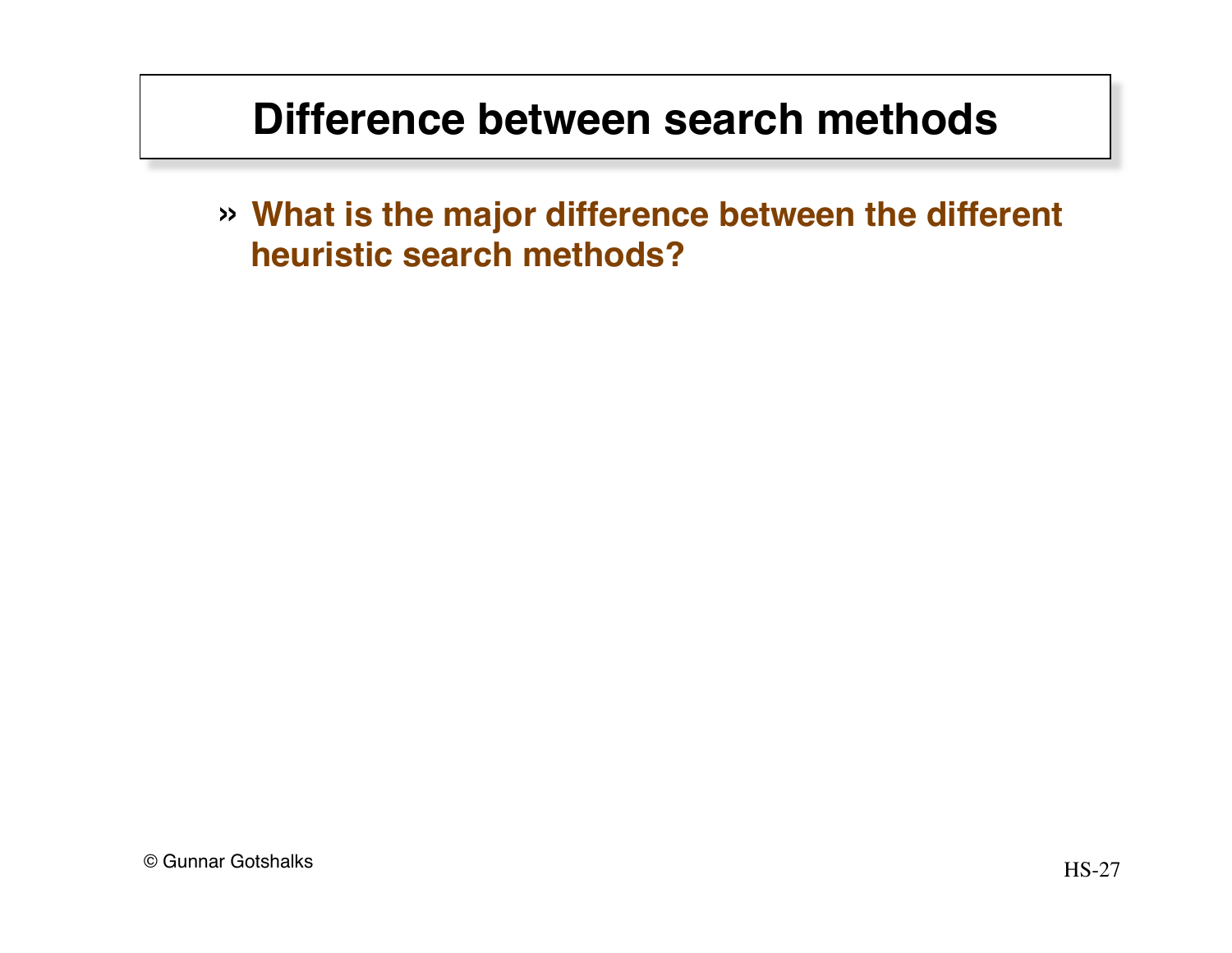# Difference between search methods

- **What is the major difference between the different heuristic search methods?**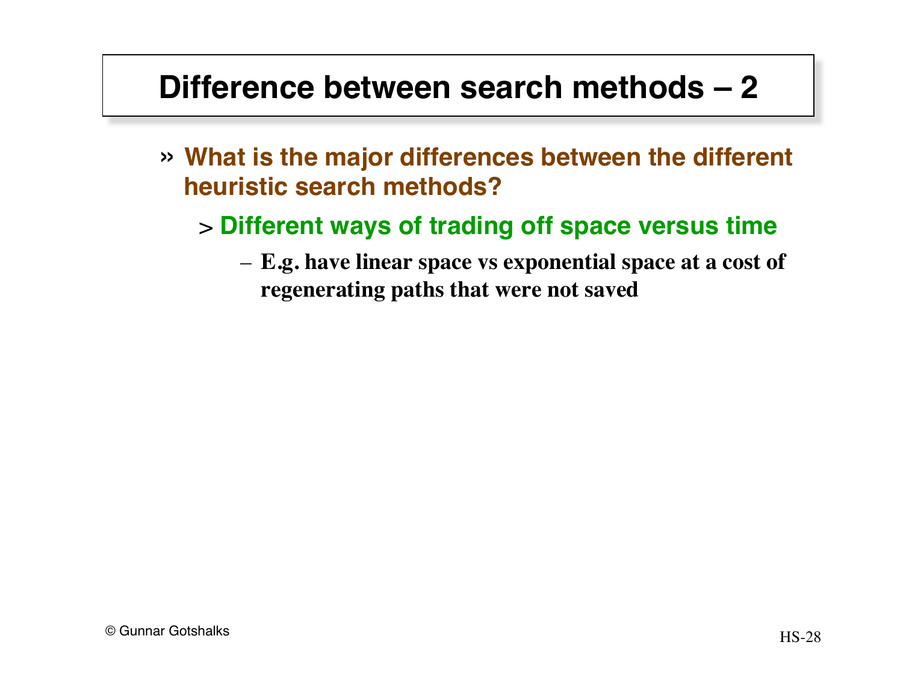# Difference between search methods – 2

- **What is the major differences between the different heuristic search methods?**
  - **Different ways of trading off space versus time**
    - **E.g. have linear space vs exponential space at a cost of regenerating paths that were not saved**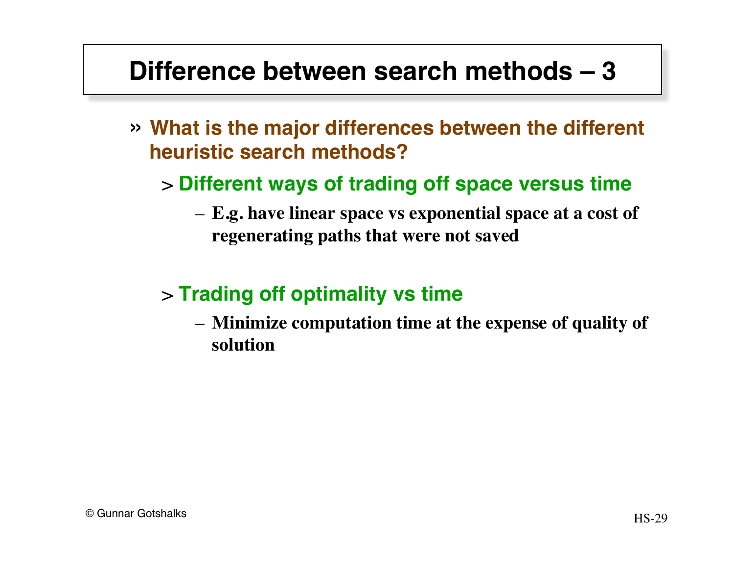# Difference between search methods – 3

- **What is the major differences between the different heuristic search methods?**
  - **Different ways of trading off space versus time**
    - **E.g. have linear space vs exponential space at a cost of regenerating paths that were not saved**
  - **Trading off optimality vs time**
    - **Minimize computation time at the expense of quality of solution**